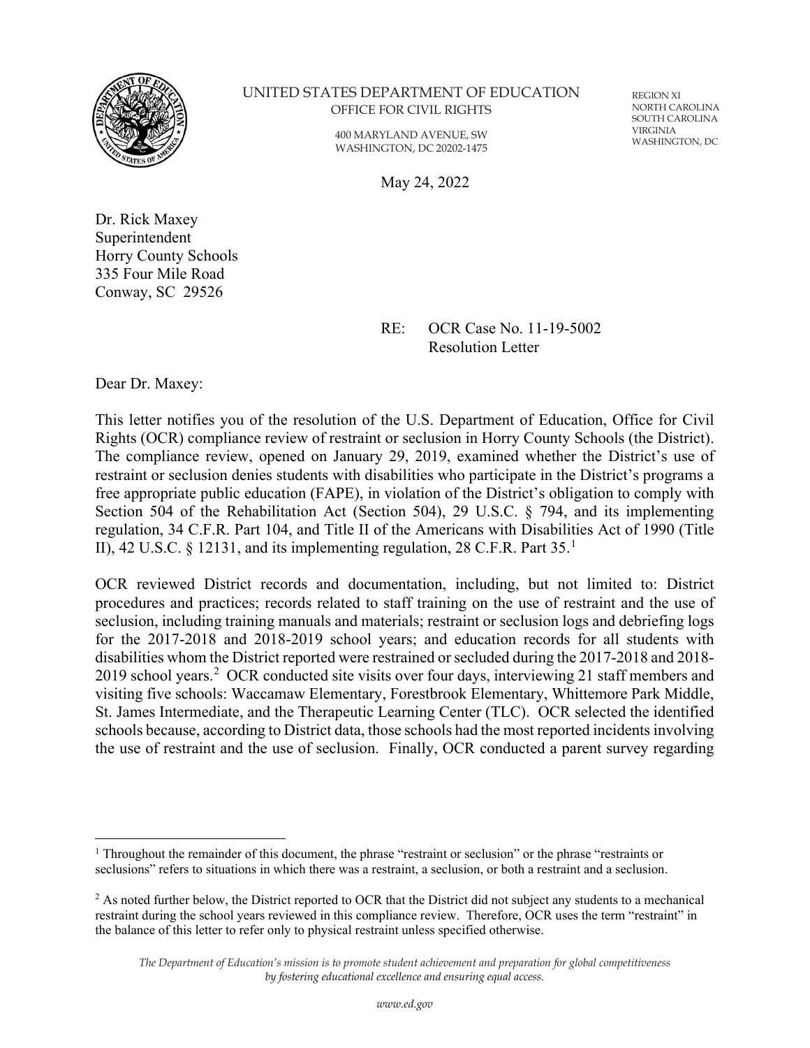UNITED STATES DEPARTMENT OF EDUCATION
OFFICE FOR CIVIL RIGHTS

400 MARYLAND AVENUE, SW
WASHINGTON, DC 20202-1475

REGION XI
NORTH CAROLINA
SOUTH CAROLINA
VIRGINIA
WASHINGTON, DC

May 24, 2022

Dr. Rick Maxey
Superintendent
Horry County Schools
335 Four Mile Road
Conway, SC 29526

RE: OCR Case No. 11-19-5002
Resolution Letter

Dear Dr. Maxey:

This letter notifies you of the resolution of the U.S. Department of Education, Office for Civil Rights (OCR) compliance review of restraint or seclusion in Horry County Schools (the District). The compliance review, opened on January 29, 2019, examined whether the District's use of restraint or seclusion denies students with disabilities who participate in the District's programs a free appropriate public education (FAPE), in violation of the District's obligation to comply with Section 504 of the Rehabilitation Act (Section 504), 29 U.S.C. § 794, and its implementing regulation, 34 C.F.R. Part 104, and Title II of the Americans with Disabilities Act of 1990 (Title II), 42 U.S.C. § 12131, and its implementing regulation, 28 C.F.R. Part 35.[1]

OCR reviewed District records and documentation, including, but not limited to: District procedures and practices; records related to staff training on the use of restraint and the use of seclusion, including training manuals and materials; restraint or seclusion logs and debriefing logs for the 2017-2018 and 2018-2019 school years; and education records for all students with disabilities whom the District reported were restrained or secluded during the 2017-2018 and 2018-2019 school years.[2] OCR conducted site visits over four days, interviewing 21 staff members and visiting five schools: Waccamaw Elementary, Forestbrook Elementary, Whittemore Park Middle, St. James Intermediate, and the Therapeutic Learning Center (TLC). OCR selected the identified schools because, according to District data, those schools had the most reported incidents involving the use of restraint and the use of seclusion. Finally, OCR conducted a parent survey regarding

[1] Throughout the remainder of this document, the phrase "restraint or seclusion" or the phrase "restraints or seclusions" refers to situations in which there was a restraint, a seclusion, or both a restraint and a seclusion.

[2] As noted further below, the District reported to OCR that the District did not subject any students to a mechanical restraint during the school years reviewed in this compliance review. Therefore, OCR uses the term "restraint" in the balance of this letter to refer only to physical restraint unless specified otherwise.

*The Department of Education's mission is to promote student achievement and preparation for global competitiveness by fostering educational excellence and ensuring equal access.*

*www.ed.gov*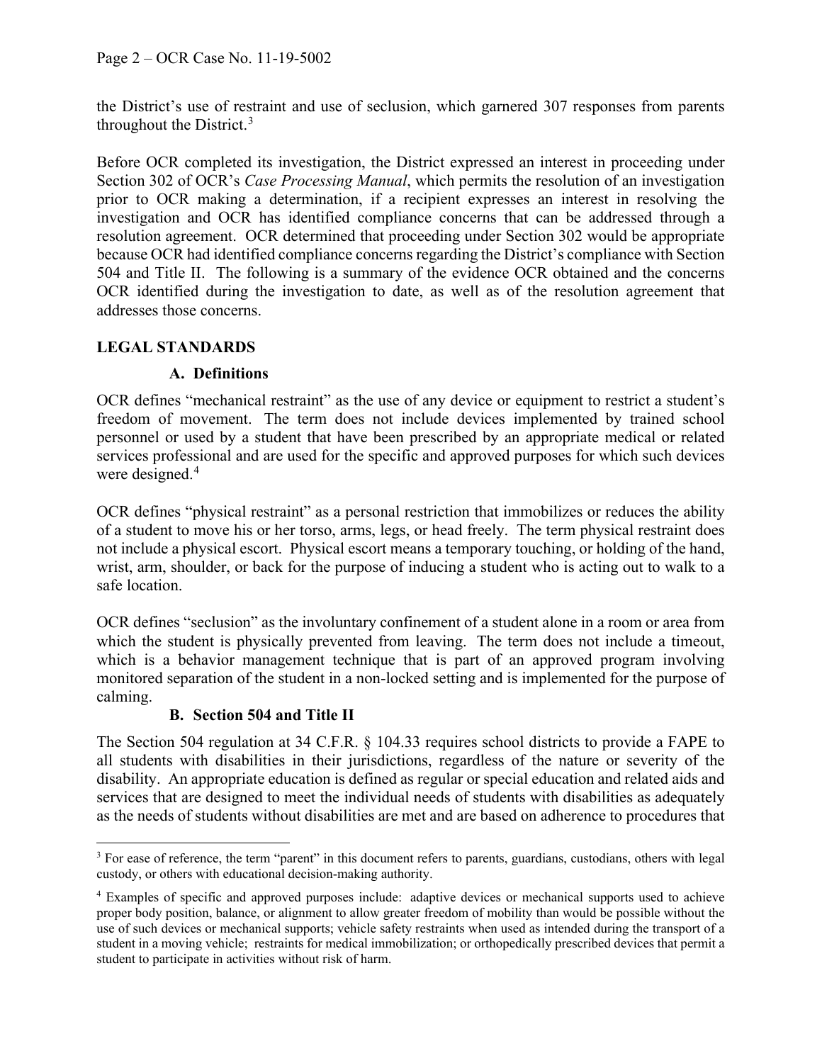the District's use of restraint and use of seclusion, which garnered 307 responses from parents throughout the District.[3]

Before OCR completed its investigation, the District expressed an interest in proceeding under Section 302 of OCR's *Case Processing Manual*, which permits the resolution of an investigation prior to OCR making a determination, if a recipient expresses an interest in resolving the investigation and OCR has identified compliance concerns that can be addressed through a resolution agreement. OCR determined that proceeding under Section 302 would be appropriate because OCR had identified compliance concerns regarding the District's compliance with Section 504 and Title II. The following is a summary of the evidence OCR obtained and the concerns OCR identified during the investigation to date, as well as of the resolution agreement that addresses those concerns.

## LEGAL STANDARDS

### A. Definitions

OCR defines "mechanical restraint" as the use of any device or equipment to restrict a student's freedom of movement. The term does not include devices implemented by trained school personnel or used by a student that have been prescribed by an appropriate medical or related services professional and are used for the specific and approved purposes for which such devices were designed.[4]

OCR defines "physical restraint" as a personal restriction that immobilizes or reduces the ability of a student to move his or her torso, arms, legs, or head freely. The term physical restraint does not include a physical escort. Physical escort means a temporary touching, or holding of the hand, wrist, arm, shoulder, or back for the purpose of inducing a student who is acting out to walk to a safe location.

OCR defines "seclusion" as the involuntary confinement of a student alone in a room or area from which the student is physically prevented from leaving. The term does not include a timeout, which is a behavior management technique that is part of an approved program involving monitored separation of the student in a non-locked setting and is implemented for the purpose of calming.

### B. Section 504 and Title II

The Section 504 regulation at 34 C.F.R. § 104.33 requires school districts to provide a FAPE to all students with disabilities in their jurisdictions, regardless of the nature or severity of the disability. An appropriate education is defined as regular or special education and related aids and services that are designed to meet the individual needs of students with disabilities as adequately as the needs of students without disabilities are met and are based on adherence to procedures that

---

[3] For ease of reference, the term "parent" in this document refers to parents, guardians, custodians, others with legal custody, or others with educational decision-making authority.

[4] Examples of specific and approved purposes include: adaptive devices or mechanical supports used to achieve proper body position, balance, or alignment to allow greater freedom of mobility than would be possible without the use of such devices or mechanical supports; vehicle safety restraints when used as intended during the transport of a student in a moving vehicle; restraints for medical immobilization; or orthopedically prescribed devices that permit a student to participate in activities without risk of harm.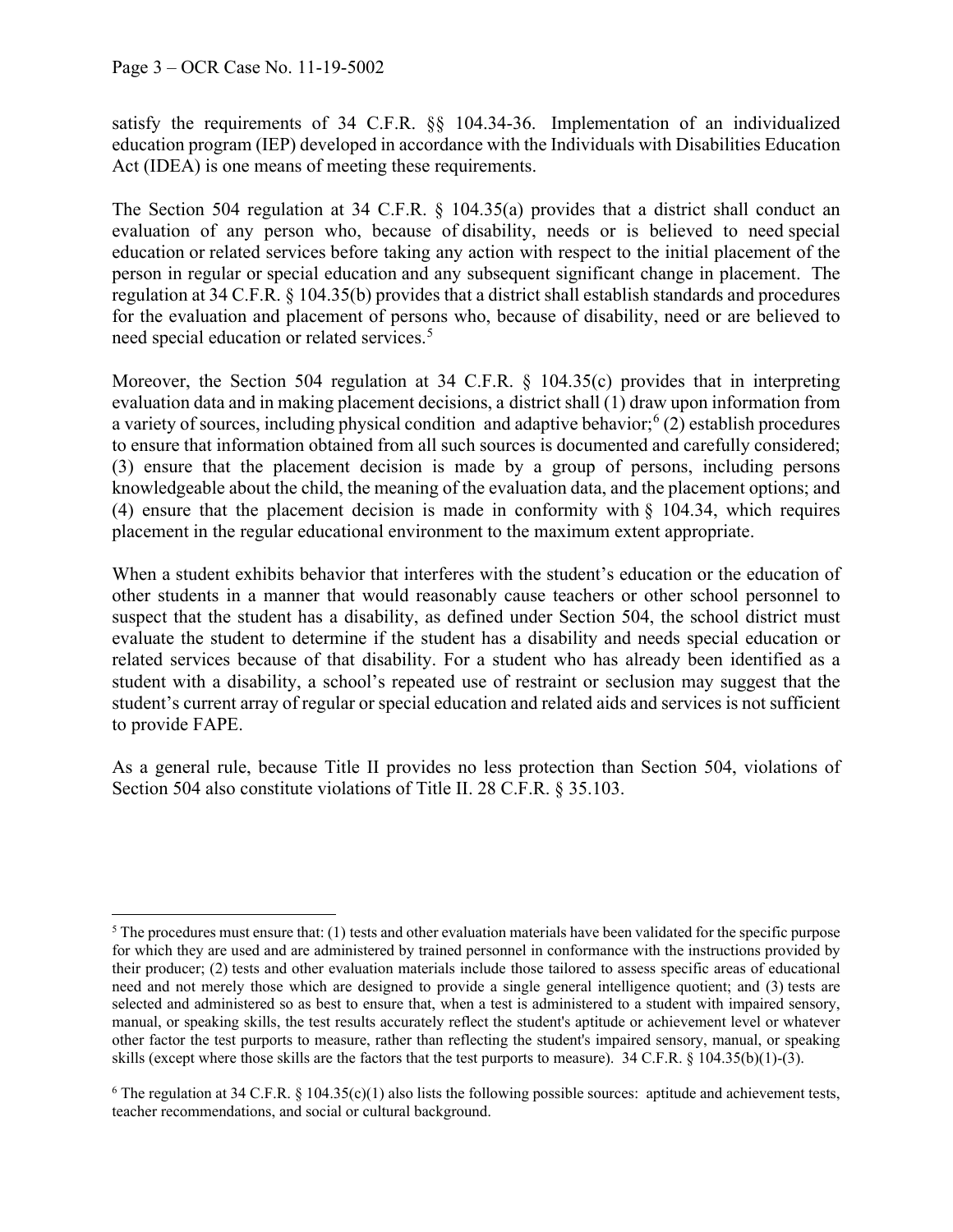satisfy the requirements of 34 C.F.R. §§ 104.34-36. Implementation of an individualized education program (IEP) developed in accordance with the Individuals with Disabilities Education Act (IDEA) is one means of meeting these requirements.

The Section 504 regulation at 34 C.F.R. § 104.35(a) provides that a district shall conduct an evaluation of any person who, because of disability, needs or is believed to need special education or related services before taking any action with respect to the initial placement of the person in regular or special education and any subsequent significant change in placement. The regulation at 34 C.F.R. § 104.35(b) provides that a district shall establish standards and procedures for the evaluation and placement of persons who, because of disability, need or are believed to need special education or related services.[5]

Moreover, the Section 504 regulation at 34 C.F.R. § 104.35(c) provides that in interpreting evaluation data and in making placement decisions, a district shall (1) draw upon information from a variety of sources, including physical condition and adaptive behavior;[6] (2) establish procedures to ensure that information obtained from all such sources is documented and carefully considered; (3) ensure that the placement decision is made by a group of persons, including persons knowledgeable about the child, the meaning of the evaluation data, and the placement options; and (4) ensure that the placement decision is made in conformity with § 104.34, which requires placement in the regular educational environment to the maximum extent appropriate.

When a student exhibits behavior that interferes with the student's education or the education of other students in a manner that would reasonably cause teachers or other school personnel to suspect that the student has a disability, as defined under Section 504, the school district must evaluate the student to determine if the student has a disability and needs special education or related services because of that disability. For a student who has already been identified as a student with a disability, a school's repeated use of restraint or seclusion may suggest that the student's current array of regular or special education and related aids and services is not sufficient to provide FAPE.

As a general rule, because Title II provides no less protection than Section 504, violations of Section 504 also constitute violations of Title II. 28 C.F.R. § 35.103.

---

[5] The procedures must ensure that: (1) tests and other evaluation materials have been validated for the specific purpose for which they are used and are administered by trained personnel in conformance with the instructions provided by their producer; (2) tests and other evaluation materials include those tailored to assess specific areas of educational need and not merely those which are designed to provide a single general intelligence quotient; and (3) tests are selected and administered so as best to ensure that, when a test is administered to a student with impaired sensory, manual, or speaking skills, the test results accurately reflect the student's aptitude or achievement level or whatever other factor the test purports to measure, rather than reflecting the student's impaired sensory, manual, or speaking skills (except where those skills are the factors that the test purports to measure). 34 C.F.R. § 104.35(b)(1)-(3).

[6] The regulation at 34 C.F.R. § 104.35(c)(1) also lists the following possible sources: aptitude and achievement tests, teacher recommendations, and social or cultural background.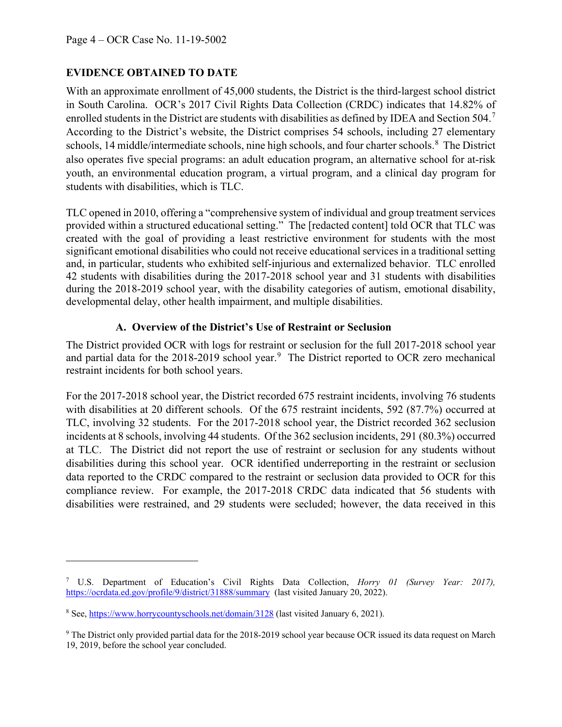## EVIDENCE OBTAINED TO DATE

With an approximate enrollment of 45,000 students, the District is the third-largest school district in South Carolina. OCR's 2017 Civil Rights Data Collection (CRDC) indicates that 14.82% of enrolled students in the District are students with disabilities as defined by IDEA and Section 504.[7] According to the District's website, the District comprises 54 schools, including 27 elementary schools, 14 middle/intermediate schools, nine high schools, and four charter schools.[8] The District also operates five special programs: an adult education program, an alternative school for at-risk youth, an environmental education program, a virtual program, and a clinical day program for students with disabilities, which is TLC.

TLC opened in 2010, offering a "comprehensive system of individual and group treatment services provided within a structured educational setting." The [redacted content] told OCR that TLC was created with the goal of providing a least restrictive environment for students with the most significant emotional disabilities who could not receive educational services in a traditional setting and, in particular, students who exhibited self-injurious and externalized behavior. TLC enrolled 42 students with disabilities during the 2017-2018 school year and 31 students with disabilities during the 2018-2019 school year, with the disability categories of autism, emotional disability, developmental delay, other health impairment, and multiple disabilities.

### A. Overview of the District's Use of Restraint or Seclusion

The District provided OCR with logs for restraint or seclusion for the full 2017-2018 school year and partial data for the 2018-2019 school year.[9] The District reported to OCR zero mechanical restraint incidents for both school years.

For the 2017-2018 school year, the District recorded 675 restraint incidents, involving 76 students with disabilities at 20 different schools. Of the 675 restraint incidents, 592 (87.7%) occurred at TLC, involving 32 students. For the 2017-2018 school year, the District recorded 362 seclusion incidents at 8 schools, involving 44 students. Of the 362 seclusion incidents, 291 (80.3%) occurred at TLC. The District did not report the use of restraint or seclusion for any students without disabilities during this school year. OCR identified underreporting in the restraint or seclusion data reported to the CRDC compared to the restraint or seclusion data provided to OCR for this compliance review. For example, the 2017-2018 CRDC data indicated that 56 students with disabilities were restrained, and 29 students were secluded; however, the data received in this

---

[7] U.S. Department of Education's Civil Rights Data Collection, *Horry 01 (Survey Year: 2017),* https://ocrdata.ed.gov/profile/9/district/31888/summary (last visited January 20, 2022).

[8] See, https://www.horrycountyschools.net/domain/3128 (last visited January 6, 2021).

[9] The District only provided partial data for the 2018-2019 school year because OCR issued its data request on March 19, 2019, before the school year concluded.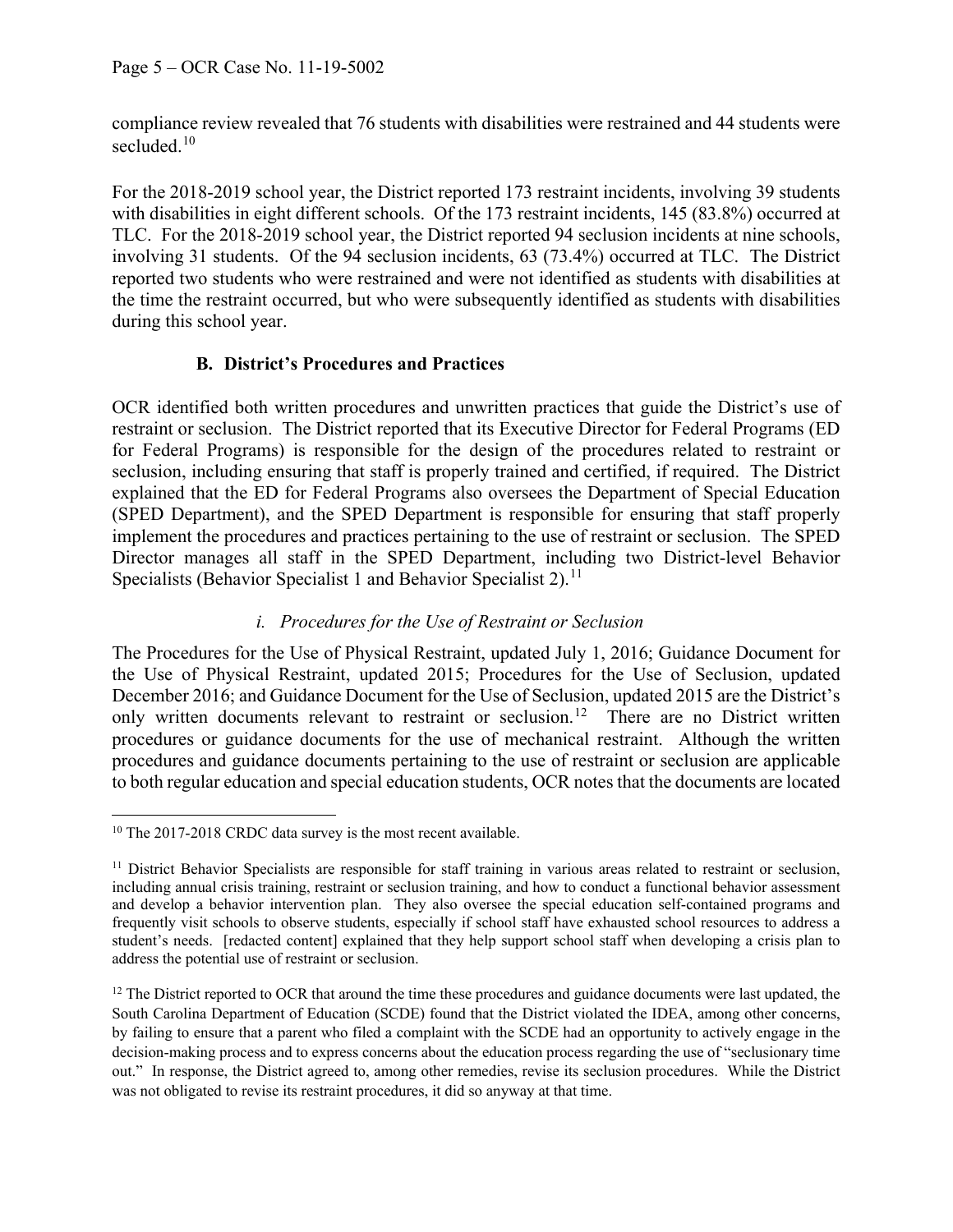compliance review revealed that 76 students with disabilities were restrained and 44 students were secluded.[10]

For the 2018-2019 school year, the District reported 173 restraint incidents, involving 39 students with disabilities in eight different schools. Of the 173 restraint incidents, 145 (83.8%) occurred at TLC. For the 2018-2019 school year, the District reported 94 seclusion incidents at nine schools, involving 31 students. Of the 94 seclusion incidents, 63 (73.4%) occurred at TLC. The District reported two students who were restrained and were not identified as students with disabilities at the time the restraint occurred, but who were subsequently identified as students with disabilities during this school year.

### B. District's Procedures and Practices

OCR identified both written procedures and unwritten practices that guide the District's use of restraint or seclusion. The District reported that its Executive Director for Federal Programs (ED for Federal Programs) is responsible for the design of the procedures related to restraint or seclusion, including ensuring that staff is properly trained and certified, if required. The District explained that the ED for Federal Programs also oversees the Department of Special Education (SPED Department), and the SPED Department is responsible for ensuring that staff properly implement the procedures and practices pertaining to the use of restraint or seclusion. The SPED Director manages all staff in the SPED Department, including two District-level Behavior Specialists (Behavior Specialist 1 and Behavior Specialist 2).[11]

#### *i. Procedures for the Use of Restraint or Seclusion*

The Procedures for the Use of Physical Restraint, updated July 1, 2016; Guidance Document for the Use of Physical Restraint, updated 2015; Procedures for the Use of Seclusion, updated December 2016; and Guidance Document for the Use of Seclusion, updated 2015 are the District's only written documents relevant to restraint or seclusion.[12] There are no District written procedures or guidance documents for the use of mechanical restraint. Although the written procedures and guidance documents pertaining to the use of restraint or seclusion are applicable to both regular education and special education students, OCR notes that the documents are located

---

[10] The 2017-2018 CRDC data survey is the most recent available.

[11] District Behavior Specialists are responsible for staff training in various areas related to restraint or seclusion, including annual crisis training, restraint or seclusion training, and how to conduct a functional behavior assessment and develop a behavior intervention plan. They also oversee the special education self-contained programs and frequently visit schools to observe students, especially if school staff have exhausted school resources to address a student's needs. [redacted content] explained that they help support school staff when developing a crisis plan to address the potential use of restraint or seclusion.

[12] The District reported to OCR that around the time these procedures and guidance documents were last updated, the South Carolina Department of Education (SCDE) found that the District violated the IDEA, among other concerns, by failing to ensure that a parent who filed a complaint with the SCDE had an opportunity to actively engage in the decision-making process and to express concerns about the education process regarding the use of "seclusionary time out." In response, the District agreed to, among other remedies, revise its seclusion procedures. While the District was not obligated to revise its restraint procedures, it did so anyway at that time.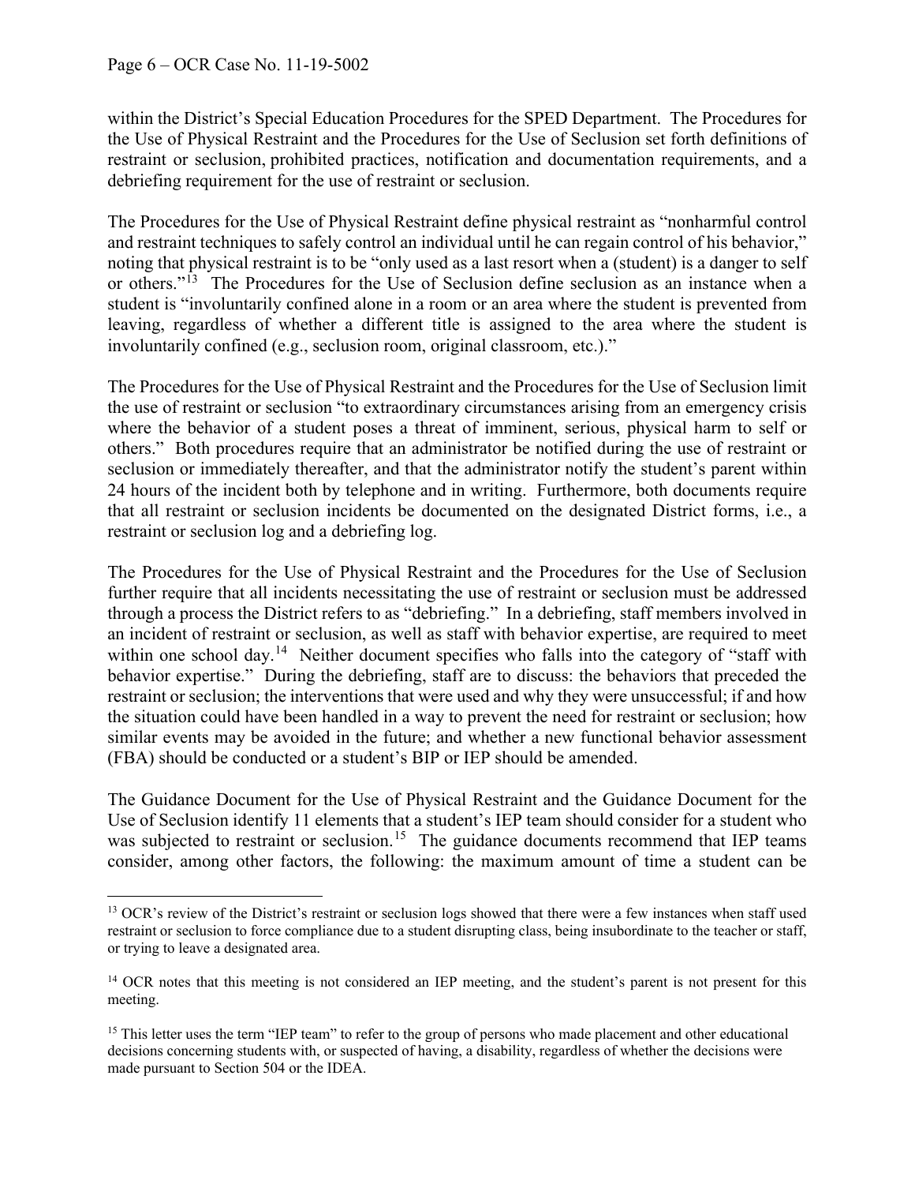within the District's Special Education Procedures for the SPED Department. The Procedures for the Use of Physical Restraint and the Procedures for the Use of Seclusion set forth definitions of restraint or seclusion, prohibited practices, notification and documentation requirements, and a debriefing requirement for the use of restraint or seclusion.

The Procedures for the Use of Physical Restraint define physical restraint as "nonharmful control and restraint techniques to safely control an individual until he can regain control of his behavior," noting that physical restraint is to be "only used as a last resort when a (student) is a danger to self or others."[13] The Procedures for the Use of Seclusion define seclusion as an instance when a student is "involuntarily confined alone in a room or an area where the student is prevented from leaving, regardless of whether a different title is assigned to the area where the student is involuntarily confined (e.g., seclusion room, original classroom, etc.)."

The Procedures for the Use of Physical Restraint and the Procedures for the Use of Seclusion limit the use of restraint or seclusion "to extraordinary circumstances arising from an emergency crisis where the behavior of a student poses a threat of imminent, serious, physical harm to self or others." Both procedures require that an administrator be notified during the use of restraint or seclusion or immediately thereafter, and that the administrator notify the student's parent within 24 hours of the incident both by telephone and in writing. Furthermore, both documents require that all restraint or seclusion incidents be documented on the designated District forms, i.e., a restraint or seclusion log and a debriefing log.

The Procedures for the Use of Physical Restraint and the Procedures for the Use of Seclusion further require that all incidents necessitating the use of restraint or seclusion must be addressed through a process the District refers to as "debriefing." In a debriefing, staff members involved in an incident of restraint or seclusion, as well as staff with behavior expertise, are required to meet within one school day.[14] Neither document specifies who falls into the category of "staff with behavior expertise." During the debriefing, staff are to discuss: the behaviors that preceded the restraint or seclusion; the interventions that were used and why they were unsuccessful; if and how the situation could have been handled in a way to prevent the need for restraint or seclusion; how similar events may be avoided in the future; and whether a new functional behavior assessment (FBA) should be conducted or a student's BIP or IEP should be amended.

The Guidance Document for the Use of Physical Restraint and the Guidance Document for the Use of Seclusion identify 11 elements that a student's IEP team should consider for a student who was subjected to restraint or seclusion.[15] The guidance documents recommend that IEP teams consider, among other factors, the following: the maximum amount of time a student can be

---

[13] OCR's review of the District's restraint or seclusion logs showed that there were a few instances when staff used restraint or seclusion to force compliance due to a student disrupting class, being insubordinate to the teacher or staff, or trying to leave a designated area.

[14] OCR notes that this meeting is not considered an IEP meeting, and the student's parent is not present for this meeting.

[15] This letter uses the term "IEP team" to refer to the group of persons who made placement and other educational decisions concerning students with, or suspected of having, a disability, regardless of whether the decisions were made pursuant to Section 504 or the IDEA.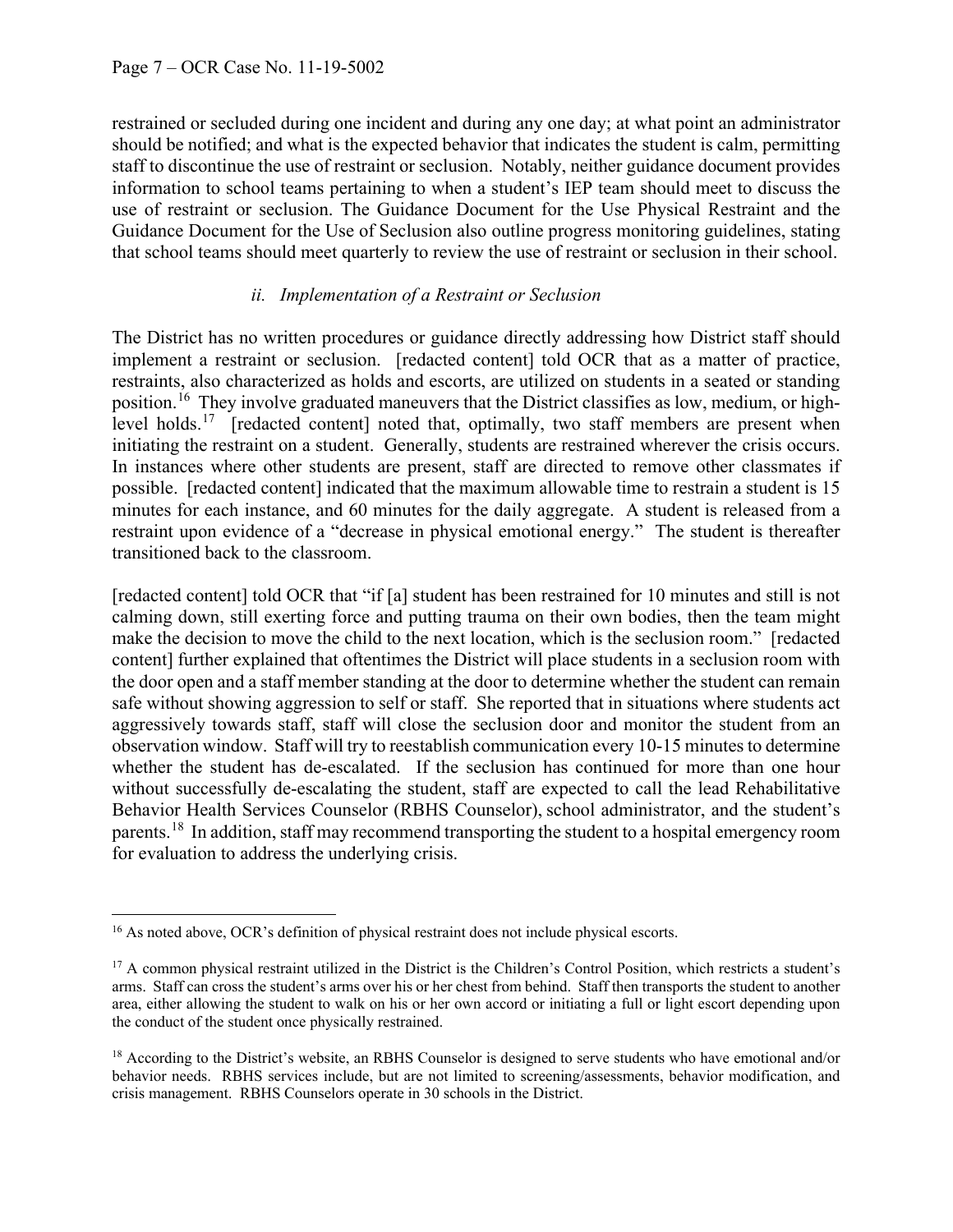restrained or secluded during one incident and during any one day; at what point an administrator should be notified; and what is the expected behavior that indicates the student is calm, permitting staff to discontinue the use of restraint or seclusion. Notably, neither guidance document provides information to school teams pertaining to when a student's IEP team should meet to discuss the use of restraint or seclusion. The Guidance Document for the Use Physical Restraint and the Guidance Document for the Use of Seclusion also outline progress monitoring guidelines, stating that school teams should meet quarterly to review the use of restraint or seclusion in their school.

### *ii. Implementation of a Restraint or Seclusion*

The District has no written procedures or guidance directly addressing how District staff should implement a restraint or seclusion. [redacted content] told OCR that as a matter of practice, restraints, also characterized as holds and escorts, are utilized on students in a seated or standing position.[16] They involve graduated maneuvers that the District classifies as low, medium, or high-level holds.[17] [redacted content] noted that, optimally, two staff members are present when initiating the restraint on a student. Generally, students are restrained wherever the crisis occurs. In instances where other students are present, staff are directed to remove other classmates if possible. [redacted content] indicated that the maximum allowable time to restrain a student is 15 minutes for each instance, and 60 minutes for the daily aggregate. A student is released from a restraint upon evidence of a "decrease in physical emotional energy." The student is thereafter transitioned back to the classroom.

[redacted content] told OCR that "if [a] student has been restrained for 10 minutes and still is not calming down, still exerting force and putting trauma on their own bodies, then the team might make the decision to move the child to the next location, which is the seclusion room." [redacted content] further explained that oftentimes the District will place students in a seclusion room with the door open and a staff member standing at the door to determine whether the student can remain safe without showing aggression to self or staff. She reported that in situations where students act aggressively towards staff, staff will close the seclusion door and monitor the student from an observation window. Staff will try to reestablish communication every 10-15 minutes to determine whether the student has de-escalated. If the seclusion has continued for more than one hour without successfully de-escalating the student, staff are expected to call the lead Rehabilitative Behavior Health Services Counselor (RBHS Counselor), school administrator, and the student's parents.[18] In addition, staff may recommend transporting the student to a hospital emergency room for evaluation to address the underlying crisis.

---

[16] As noted above, OCR's definition of physical restraint does not include physical escorts.

[17] A common physical restraint utilized in the District is the Children's Control Position, which restricts a student's arms. Staff can cross the student's arms over his or her chest from behind. Staff then transports the student to another area, either allowing the student to walk on his or her own accord or initiating a full or light escort depending upon the conduct of the student once physically restrained.

[18] According to the District's website, an RBHS Counselor is designed to serve students who have emotional and/or behavior needs. RBHS services include, but are not limited to screening/assessments, behavior modification, and crisis management. RBHS Counselors operate in 30 schools in the District.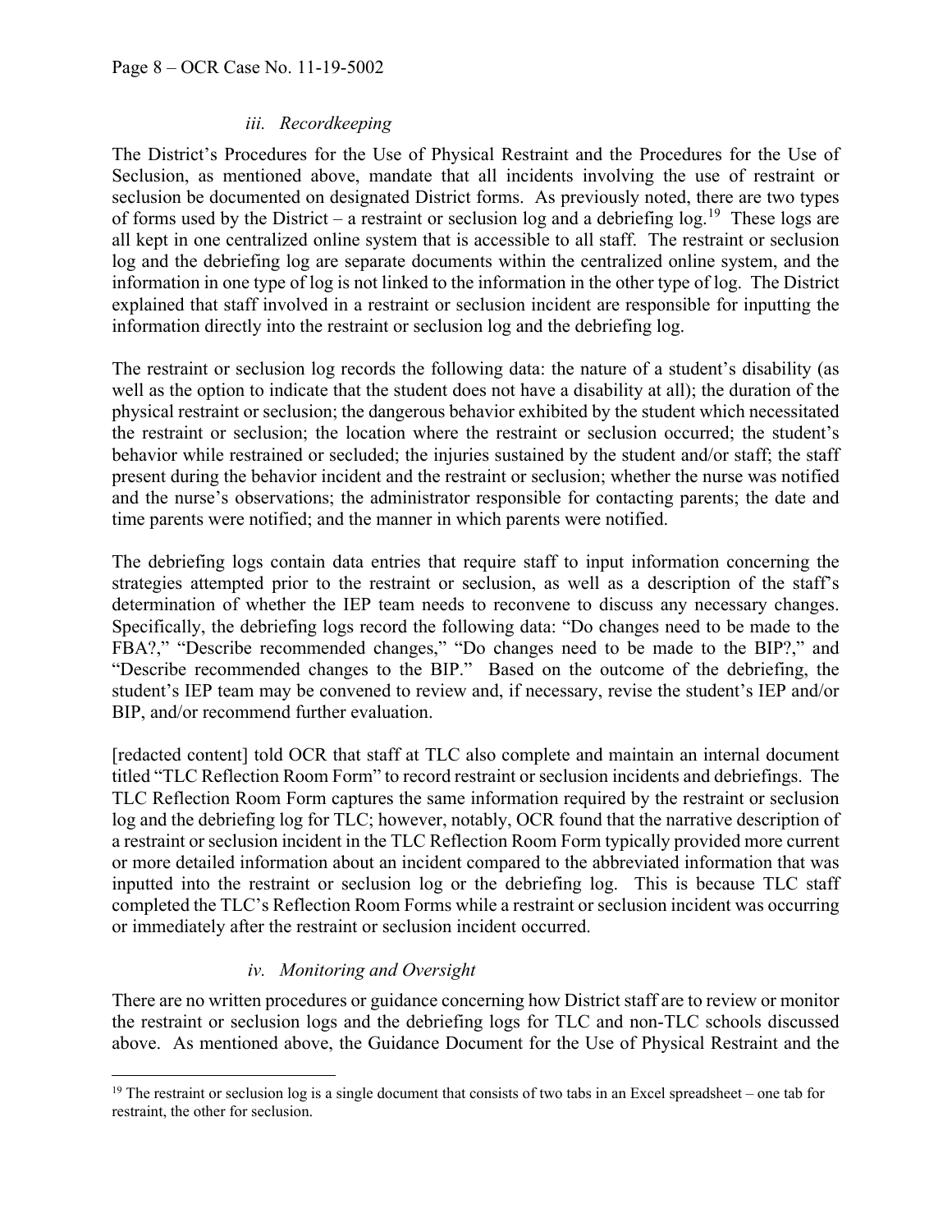### *iii. Recordkeeping*

The District's Procedures for the Use of Physical Restraint and the Procedures for the Use of Seclusion, as mentioned above, mandate that all incidents involving the use of restraint or seclusion be documented on designated District forms. As previously noted, there are two types of forms used by the District – a restraint or seclusion log and a debriefing log.[19] These logs are all kept in one centralized online system that is accessible to all staff. The restraint or seclusion log and the debriefing log are separate documents within the centralized online system, and the information in one type of log is not linked to the information in the other type of log. The District explained that staff involved in a restraint or seclusion incident are responsible for inputting the information directly into the restraint or seclusion log and the debriefing log.

The restraint or seclusion log records the following data: the nature of a student's disability (as well as the option to indicate that the student does not have a disability at all); the duration of the physical restraint or seclusion; the dangerous behavior exhibited by the student which necessitated the restraint or seclusion; the location where the restraint or seclusion occurred; the student's behavior while restrained or secluded; the injuries sustained by the student and/or staff; the staff present during the behavior incident and the restraint or seclusion; whether the nurse was notified and the nurse's observations; the administrator responsible for contacting parents; the date and time parents were notified; and the manner in which parents were notified.

The debriefing logs contain data entries that require staff to input information concerning the strategies attempted prior to the restraint or seclusion, as well as a description of the staff's determination of whether the IEP team needs to reconvene to discuss any necessary changes. Specifically, the debriefing logs record the following data: "Do changes need to be made to the FBA?," "Describe recommended changes," "Do changes need to be made to the BIP?," and "Describe recommended changes to the BIP." Based on the outcome of the debriefing, the student's IEP team may be convened to review and, if necessary, revise the student's IEP and/or BIP, and/or recommend further evaluation.

[redacted content] told OCR that staff at TLC also complete and maintain an internal document titled "TLC Reflection Room Form" to record restraint or seclusion incidents and debriefings. The TLC Reflection Room Form captures the same information required by the restraint or seclusion log and the debriefing log for TLC; however, notably, OCR found that the narrative description of a restraint or seclusion incident in the TLC Reflection Room Form typically provided more current or more detailed information about an incident compared to the abbreviated information that was inputted into the restraint or seclusion log or the debriefing log. This is because TLC staff completed the TLC's Reflection Room Forms while a restraint or seclusion incident was occurring or immediately after the restraint or seclusion incident occurred.

### *iv. Monitoring and Oversight*

There are no written procedures or guidance concerning how District staff are to review or monitor the restraint or seclusion logs and the debriefing logs for TLC and non-TLC schools discussed above. As mentioned above, the Guidance Document for the Use of Physical Restraint and the

---

[19] The restraint or seclusion log is a single document that consists of two tabs in an Excel spreadsheet – one tab for restraint, the other for seclusion.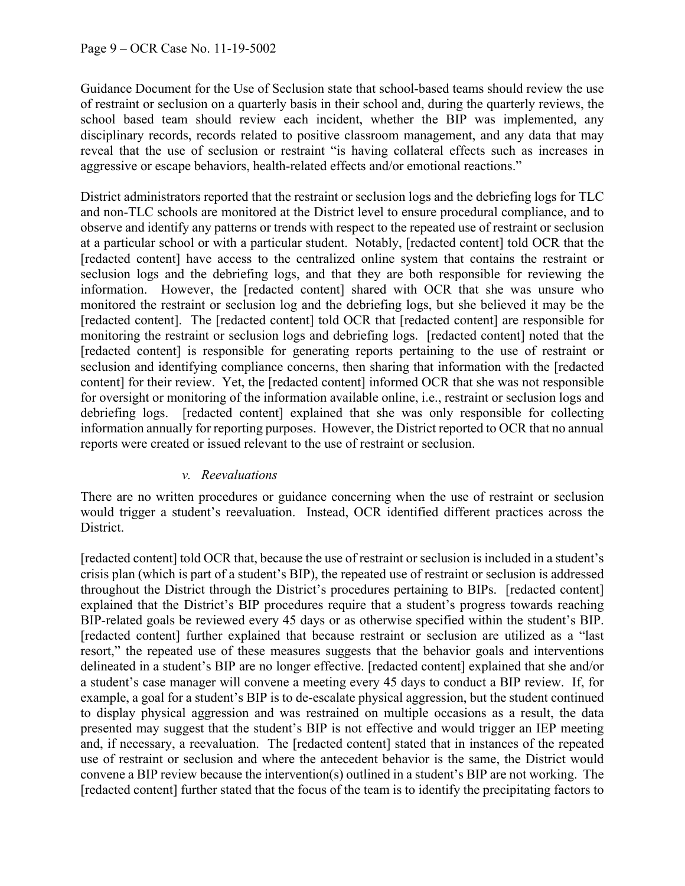Guidance Document for the Use of Seclusion state that school-based teams should review the use of restraint or seclusion on a quarterly basis in their school and, during the quarterly reviews, the school based team should review each incident, whether the BIP was implemented, any disciplinary records, records related to positive classroom management, and any data that may reveal that the use of seclusion or restraint "is having collateral effects such as increases in aggressive or escape behaviors, health-related effects and/or emotional reactions."

District administrators reported that the restraint or seclusion logs and the debriefing logs for TLC and non-TLC schools are monitored at the District level to ensure procedural compliance, and to observe and identify any patterns or trends with respect to the repeated use of restraint or seclusion at a particular school or with a particular student. Notably, [redacted content] told OCR that the [redacted content] have access to the centralized online system that contains the restraint or seclusion logs and the debriefing logs, and that they are both responsible for reviewing the information. However, the [redacted content] shared with OCR that she was unsure who monitored the restraint or seclusion log and the debriefing logs, but she believed it may be the [redacted content]. The [redacted content] told OCR that [redacted content] are responsible for monitoring the restraint or seclusion logs and debriefing logs. [redacted content] noted that the [redacted content] is responsible for generating reports pertaining to the use of restraint or seclusion and identifying compliance concerns, then sharing that information with the [redacted content] for their review. Yet, the [redacted content] informed OCR that she was not responsible for oversight or monitoring of the information available online, i.e., restraint or seclusion logs and debriefing logs. [redacted content] explained that she was only responsible for collecting information annually for reporting purposes. However, the District reported to OCR that no annual reports were created or issued relevant to the use of restraint or seclusion.

*v. Reevaluations*

There are no written procedures or guidance concerning when the use of restraint or seclusion would trigger a student's reevaluation. Instead, OCR identified different practices across the District.

[redacted content] told OCR that, because the use of restraint or seclusion is included in a student's crisis plan (which is part of a student's BIP), the repeated use of restraint or seclusion is addressed throughout the District through the District's procedures pertaining to BIPs. [redacted content] explained that the District's BIP procedures require that a student's progress towards reaching BIP-related goals be reviewed every 45 days or as otherwise specified within the student's BIP. [redacted content] further explained that because restraint or seclusion are utilized as a "last resort," the repeated use of these measures suggests that the behavior goals and interventions delineated in a student's BIP are no longer effective. [redacted content] explained that she and/or a student's case manager will convene a meeting every 45 days to conduct a BIP review. If, for example, a goal for a student's BIP is to de-escalate physical aggression, but the student continued to display physical aggression and was restrained on multiple occasions as a result, the data presented may suggest that the student's BIP is not effective and would trigger an IEP meeting and, if necessary, a reevaluation. The [redacted content] stated that in instances of the repeated use of restraint or seclusion and where the antecedent behavior is the same, the District would convene a BIP review because the intervention(s) outlined in a student's BIP are not working. The [redacted content] further stated that the focus of the team is to identify the precipitating factors to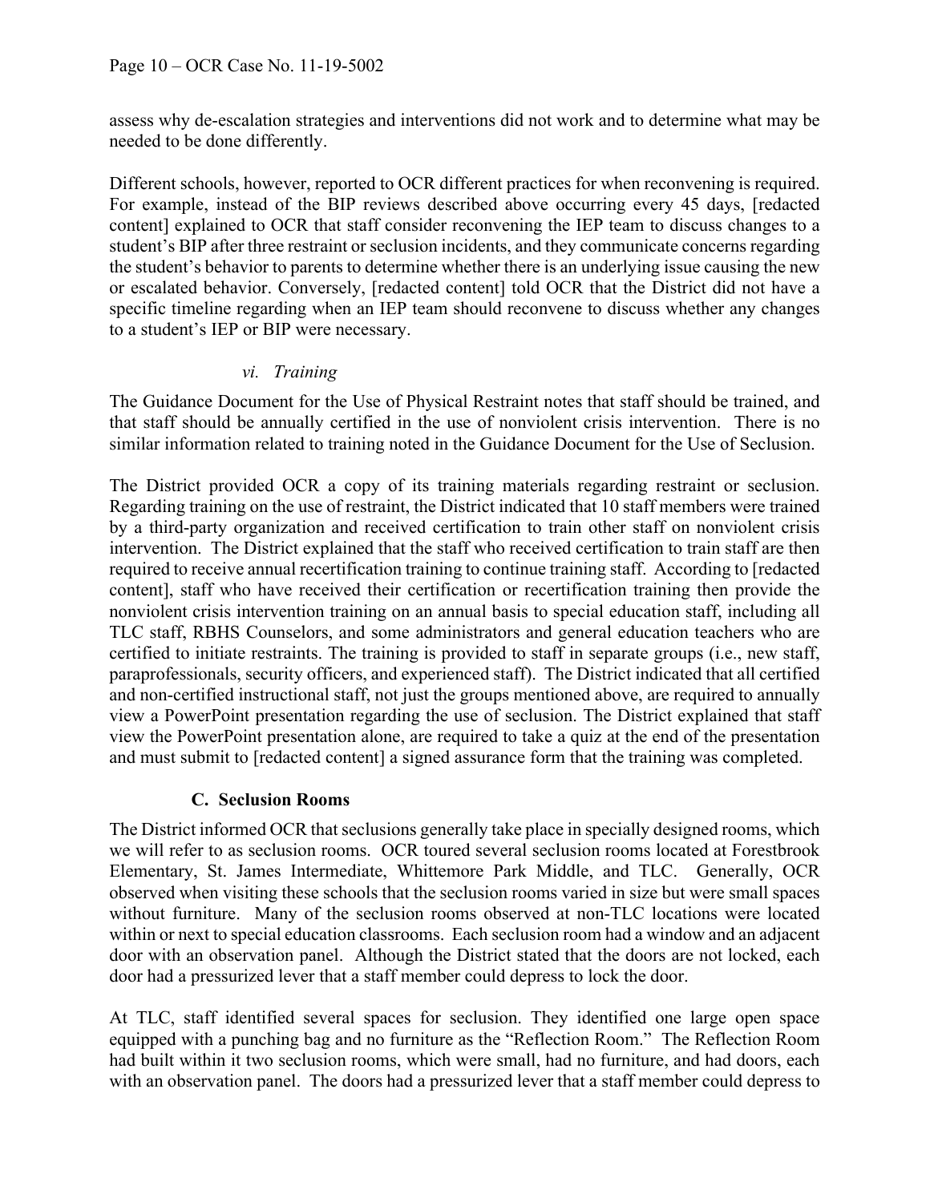assess why de-escalation strategies and interventions did not work and to determine what may be needed to be done differently.

Different schools, however, reported to OCR different practices for when reconvening is required. For example, instead of the BIP reviews described above occurring every 45 days, [redacted content] explained to OCR that staff consider reconvening the IEP team to discuss changes to a student's BIP after three restraint or seclusion incidents, and they communicate concerns regarding the student's behavior to parents to determine whether there is an underlying issue causing the new or escalated behavior. Conversely, [redacted content] told OCR that the District did not have a specific timeline regarding when an IEP team should reconvene to discuss whether any changes to a student's IEP or BIP were necessary.

#### *vi. Training*

The Guidance Document for the Use of Physical Restraint notes that staff should be trained, and that staff should be annually certified in the use of nonviolent crisis intervention. There is no similar information related to training noted in the Guidance Document for the Use of Seclusion.

The District provided OCR a copy of its training materials regarding restraint or seclusion. Regarding training on the use of restraint, the District indicated that 10 staff members were trained by a third-party organization and received certification to train other staff on nonviolent crisis intervention. The District explained that the staff who received certification to train staff are then required to receive annual recertification training to continue training staff. According to [redacted content], staff who have received their certification or recertification training then provide the nonviolent crisis intervention training on an annual basis to special education staff, including all TLC staff, RBHS Counselors, and some administrators and general education teachers who are certified to initiate restraints. The training is provided to staff in separate groups (i.e., new staff, paraprofessionals, security officers, and experienced staff). The District indicated that all certified and non-certified instructional staff, not just the groups mentioned above, are required to annually view a PowerPoint presentation regarding the use of seclusion. The District explained that staff view the PowerPoint presentation alone, are required to take a quiz at the end of the presentation and must submit to [redacted content] a signed assurance form that the training was completed.

### C. Seclusion Rooms

The District informed OCR that seclusions generally take place in specially designed rooms, which we will refer to as seclusion rooms. OCR toured several seclusion rooms located at Forestbrook Elementary, St. James Intermediate, Whittemore Park Middle, and TLC. Generally, OCR observed when visiting these schools that the seclusion rooms varied in size but were small spaces without furniture. Many of the seclusion rooms observed at non-TLC locations were located within or next to special education classrooms. Each seclusion room had a window and an adjacent door with an observation panel. Although the District stated that the doors are not locked, each door had a pressurized lever that a staff member could depress to lock the door.

At TLC, staff identified several spaces for seclusion. They identified one large open space equipped with a punching bag and no furniture as the "Reflection Room." The Reflection Room had built within it two seclusion rooms, which were small, had no furniture, and had doors, each with an observation panel. The doors had a pressurized lever that a staff member could depress to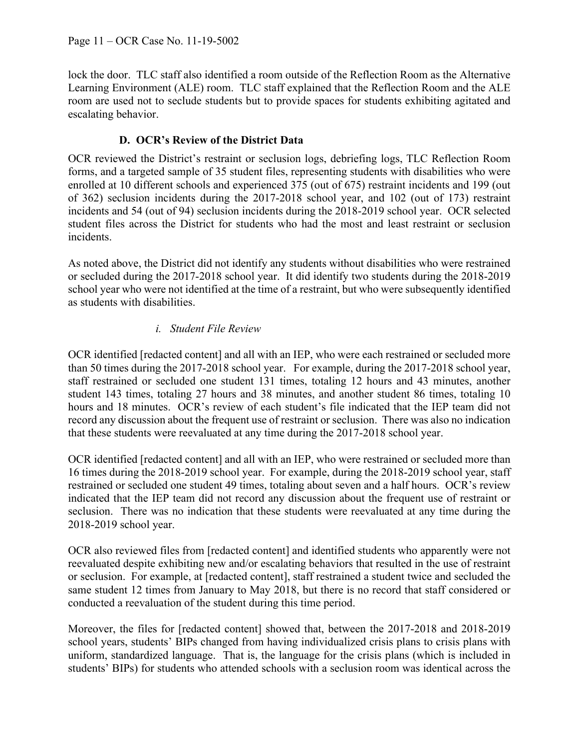lock the door. TLC staff also identified a room outside of the Reflection Room as the Alternative Learning Environment (ALE) room. TLC staff explained that the Reflection Room and the ALE room are used not to seclude students but to provide spaces for students exhibiting agitated and escalating behavior.

### D. OCR's Review of the District Data

OCR reviewed the District's restraint or seclusion logs, debriefing logs, TLC Reflection Room forms, and a targeted sample of 35 student files, representing students with disabilities who were enrolled at 10 different schools and experienced 375 (out of 675) restraint incidents and 199 (out of 362) seclusion incidents during the 2017-2018 school year, and 102 (out of 173) restraint incidents and 54 (out of 94) seclusion incidents during the 2018-2019 school year. OCR selected student files across the District for students who had the most and least restraint or seclusion incidents.

As noted above, the District did not identify any students without disabilities who were restrained or secluded during the 2017-2018 school year. It did identify two students during the 2018-2019 school year who were not identified at the time of a restraint, but who were subsequently identified as students with disabilities.

#### *i. Student File Review*

OCR identified [redacted content] and all with an IEP, who were each restrained or secluded more than 50 times during the 2017-2018 school year. For example, during the 2017-2018 school year, staff restrained or secluded one student 131 times, totaling 12 hours and 43 minutes, another student 143 times, totaling 27 hours and 38 minutes, and another student 86 times, totaling 10 hours and 18 minutes. OCR's review of each student's file indicated that the IEP team did not record any discussion about the frequent use of restraint or seclusion. There was also no indication that these students were reevaluated at any time during the 2017-2018 school year.

OCR identified [redacted content] and all with an IEP, who were restrained or secluded more than 16 times during the 2018-2019 school year. For example, during the 2018-2019 school year, staff restrained or secluded one student 49 times, totaling about seven and a half hours. OCR's review indicated that the IEP team did not record any discussion about the frequent use of restraint or seclusion. There was no indication that these students were reevaluated at any time during the 2018-2019 school year.

OCR also reviewed files from [redacted content] and identified students who apparently were not reevaluated despite exhibiting new and/or escalating behaviors that resulted in the use of restraint or seclusion. For example, at [redacted content], staff restrained a student twice and secluded the same student 12 times from January to May 2018, but there is no record that staff considered or conducted a reevaluation of the student during this time period.

Moreover, the files for [redacted content] showed that, between the 2017-2018 and 2018-2019 school years, students' BIPs changed from having individualized crisis plans to crisis plans with uniform, standardized language. That is, the language for the crisis plans (which is included in students' BIPs) for students who attended schools with a seclusion room was identical across the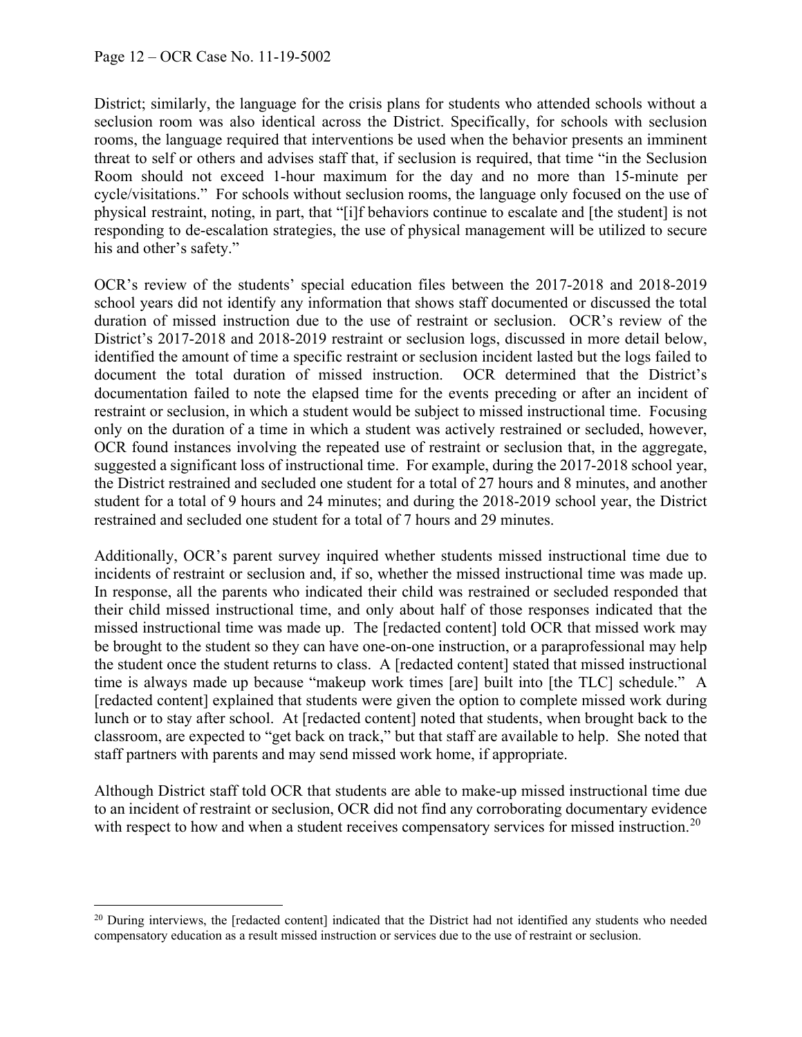District; similarly, the language for the crisis plans for students who attended schools without a seclusion room was also identical across the District. Specifically, for schools with seclusion rooms, the language required that interventions be used when the behavior presents an imminent threat to self or others and advises staff that, if seclusion is required, that time "in the Seclusion Room should not exceed 1-hour maximum for the day and no more than 15-minute per cycle/visitations." For schools without seclusion rooms, the language only focused on the use of physical restraint, noting, in part, that "[i]f behaviors continue to escalate and [the student] is not responding to de-escalation strategies, the use of physical management will be utilized to secure his and other's safety."

OCR's review of the students' special education files between the 2017-2018 and 2018-2019 school years did not identify any information that shows staff documented or discussed the total duration of missed instruction due to the use of restraint or seclusion. OCR's review of the District's 2017-2018 and 2018-2019 restraint or seclusion logs, discussed in more detail below, identified the amount of time a specific restraint or seclusion incident lasted but the logs failed to document the total duration of missed instruction. OCR determined that the District's documentation failed to note the elapsed time for the events preceding or after an incident of restraint or seclusion, in which a student would be subject to missed instructional time. Focusing only on the duration of a time in which a student was actively restrained or secluded, however, OCR found instances involving the repeated use of restraint or seclusion that, in the aggregate, suggested a significant loss of instructional time. For example, during the 2017-2018 school year, the District restrained and secluded one student for a total of 27 hours and 8 minutes, and another student for a total of 9 hours and 24 minutes; and during the 2018-2019 school year, the District restrained and secluded one student for a total of 7 hours and 29 minutes.

Additionally, OCR's parent survey inquired whether students missed instructional time due to incidents of restraint or seclusion and, if so, whether the missed instructional time was made up. In response, all the parents who indicated their child was restrained or secluded responded that their child missed instructional time, and only about half of those responses indicated that the missed instructional time was made up. The [redacted content] told OCR that missed work may be brought to the student so they can have one-on-one instruction, or a paraprofessional may help the student once the student returns to class. A [redacted content] stated that missed instructional time is always made up because "makeup work times [are] built into [the TLC] schedule." A [redacted content] explained that students were given the option to complete missed work during lunch or to stay after school. At [redacted content] noted that students, when brought back to the classroom, are expected to "get back on track," but that staff are available to help. She noted that staff partners with parents and may send missed work home, if appropriate.

Although District staff told OCR that students are able to make-up missed instructional time due to an incident of restraint or seclusion, OCR did not find any corroborating documentary evidence with respect to how and when a student receives compensatory services for missed instruction.[20]

[20] During interviews, the [redacted content] indicated that the District had not identified any students who needed compensatory education as a result missed instruction or services due to the use of restraint or seclusion.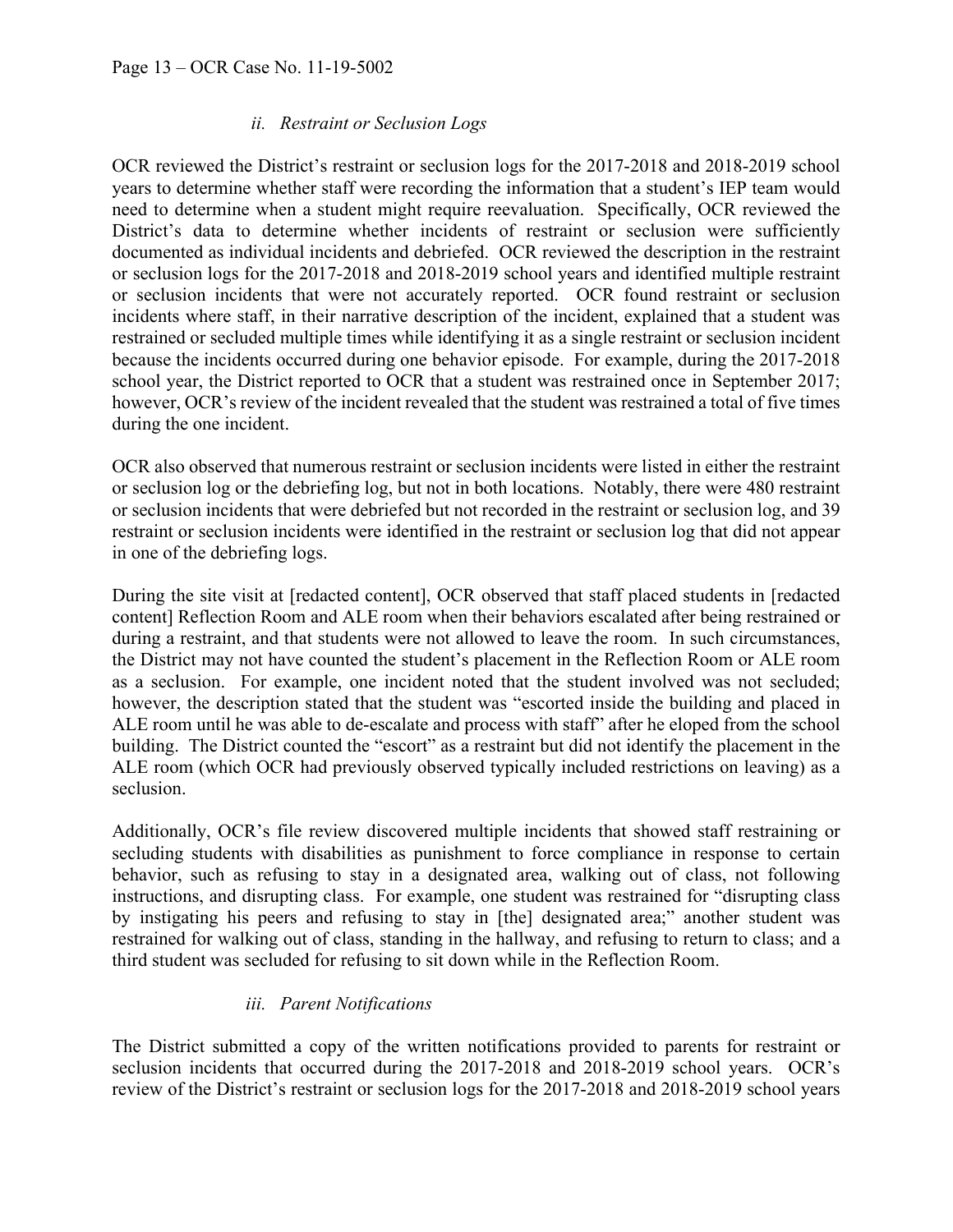### *ii. Restraint or Seclusion Logs*

OCR reviewed the District's restraint or seclusion logs for the 2017-2018 and 2018-2019 school years to determine whether staff were recording the information that a student's IEP team would need to determine when a student might require reevaluation. Specifically, OCR reviewed the District's data to determine whether incidents of restraint or seclusion were sufficiently documented as individual incidents and debriefed. OCR reviewed the description in the restraint or seclusion logs for the 2017-2018 and 2018-2019 school years and identified multiple restraint or seclusion incidents that were not accurately reported. OCR found restraint or seclusion incidents where staff, in their narrative description of the incident, explained that a student was restrained or secluded multiple times while identifying it as a single restraint or seclusion incident because the incidents occurred during one behavior episode. For example, during the 2017-2018 school year, the District reported to OCR that a student was restrained once in September 2017; however, OCR's review of the incident revealed that the student was restrained a total of five times during the one incident.

OCR also observed that numerous restraint or seclusion incidents were listed in either the restraint or seclusion log or the debriefing log, but not in both locations. Notably, there were 480 restraint or seclusion incidents that were debriefed but not recorded in the restraint or seclusion log, and 39 restraint or seclusion incidents were identified in the restraint or seclusion log that did not appear in one of the debriefing logs.

During the site visit at [redacted content], OCR observed that staff placed students in [redacted content] Reflection Room and ALE room when their behaviors escalated after being restrained or during a restraint, and that students were not allowed to leave the room. In such circumstances, the District may not have counted the student's placement in the Reflection Room or ALE room as a seclusion. For example, one incident noted that the student involved was not secluded; however, the description stated that the student was "escorted inside the building and placed in ALE room until he was able to de-escalate and process with staff" after he eloped from the school building. The District counted the "escort" as a restraint but did not identify the placement in the ALE room (which OCR had previously observed typically included restrictions on leaving) as a seclusion.

Additionally, OCR's file review discovered multiple incidents that showed staff restraining or secluding students with disabilities as punishment to force compliance in response to certain behavior, such as refusing to stay in a designated area, walking out of class, not following instructions, and disrupting class. For example, one student was restrained for "disrupting class by instigating his peers and refusing to stay in [the] designated area;" another student was restrained for walking out of class, standing in the hallway, and refusing to return to class; and a third student was secluded for refusing to sit down while in the Reflection Room.

### *iii. Parent Notifications*

The District submitted a copy of the written notifications provided to parents for restraint or seclusion incidents that occurred during the 2017-2018 and 2018-2019 school years. OCR's review of the District's restraint or seclusion logs for the 2017-2018 and 2018-2019 school years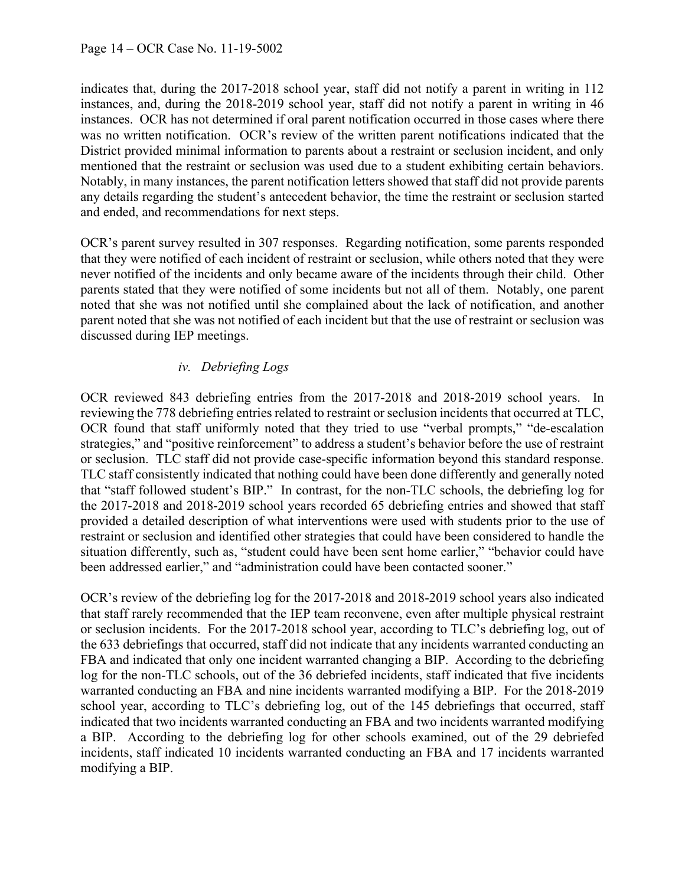indicates that, during the 2017-2018 school year, staff did not notify a parent in writing in 112 instances, and, during the 2018-2019 school year, staff did not notify a parent in writing in 46 instances. OCR has not determined if oral parent notification occurred in those cases where there was no written notification. OCR's review of the written parent notifications indicated that the District provided minimal information to parents about a restraint or seclusion incident, and only mentioned that the restraint or seclusion was used due to a student exhibiting certain behaviors. Notably, in many instances, the parent notification letters showed that staff did not provide parents any details regarding the student's antecedent behavior, the time the restraint or seclusion started and ended, and recommendations for next steps.

OCR's parent survey resulted in 307 responses. Regarding notification, some parents responded that they were notified of each incident of restraint or seclusion, while others noted that they were never notified of the incidents and only became aware of the incidents through their child. Other parents stated that they were notified of some incidents but not all of them. Notably, one parent noted that she was not notified until she complained about the lack of notification, and another parent noted that she was not notified of each incident but that the use of restraint or seclusion was discussed during IEP meetings.

*iv. Debriefing Logs*

OCR reviewed 843 debriefing entries from the 2017-2018 and 2018-2019 school years. In reviewing the 778 debriefing entries related to restraint or seclusion incidents that occurred at TLC, OCR found that staff uniformly noted that they tried to use "verbal prompts," "de-escalation strategies," and "positive reinforcement" to address a student's behavior before the use of restraint or seclusion. TLC staff did not provide case-specific information beyond this standard response. TLC staff consistently indicated that nothing could have been done differently and generally noted that "staff followed student's BIP." In contrast, for the non-TLC schools, the debriefing log for the 2017-2018 and 2018-2019 school years recorded 65 debriefing entries and showed that staff provided a detailed description of what interventions were used with students prior to the use of restraint or seclusion and identified other strategies that could have been considered to handle the situation differently, such as, "student could have been sent home earlier," "behavior could have been addressed earlier," and "administration could have been contacted sooner."

OCR's review of the debriefing log for the 2017-2018 and 2018-2019 school years also indicated that staff rarely recommended that the IEP team reconvene, even after multiple physical restraint or seclusion incidents. For the 2017-2018 school year, according to TLC's debriefing log, out of the 633 debriefings that occurred, staff did not indicate that any incidents warranted conducting an FBA and indicated that only one incident warranted changing a BIP. According to the debriefing log for the non-TLC schools, out of the 36 debriefed incidents, staff indicated that five incidents warranted conducting an FBA and nine incidents warranted modifying a BIP. For the 2018-2019 school year, according to TLC's debriefing log, out of the 145 debriefings that occurred, staff indicated that two incidents warranted conducting an FBA and two incidents warranted modifying a BIP. According to the debriefing log for other schools examined, out of the 29 debriefed incidents, staff indicated 10 incidents warranted conducting an FBA and 17 incidents warranted modifying a BIP.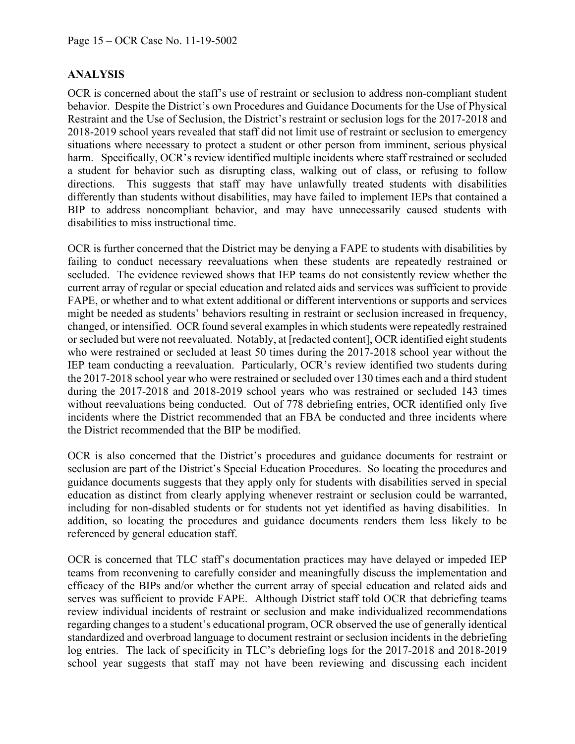## ANALYSIS

OCR is concerned about the staff's use of restraint or seclusion to address non-compliant student behavior. Despite the District's own Procedures and Guidance Documents for the Use of Physical Restraint and the Use of Seclusion, the District's restraint or seclusion logs for the 2017-2018 and 2018-2019 school years revealed that staff did not limit use of restraint or seclusion to emergency situations where necessary to protect a student or other person from imminent, serious physical harm. Specifically, OCR's review identified multiple incidents where staff restrained or secluded a student for behavior such as disrupting class, walking out of class, or refusing to follow directions. This suggests that staff may have unlawfully treated students with disabilities differently than students without disabilities, may have failed to implement IEPs that contained a BIP to address noncompliant behavior, and may have unnecessarily caused students with disabilities to miss instructional time.

OCR is further concerned that the District may be denying a FAPE to students with disabilities by failing to conduct necessary reevaluations when these students are repeatedly restrained or secluded. The evidence reviewed shows that IEP teams do not consistently review whether the current array of regular or special education and related aids and services was sufficient to provide FAPE, or whether and to what extent additional or different interventions or supports and services might be needed as students' behaviors resulting in restraint or seclusion increased in frequency, changed, or intensified. OCR found several examples in which students were repeatedly restrained or secluded but were not reevaluated. Notably, at [redacted content], OCR identified eight students who were restrained or secluded at least 50 times during the 2017-2018 school year without the IEP team conducting a reevaluation. Particularly, OCR's review identified two students during the 2017-2018 school year who were restrained or secluded over 130 times each and a third student during the 2017-2018 and 2018-2019 school years who was restrained or secluded 143 times without reevaluations being conducted. Out of 778 debriefing entries, OCR identified only five incidents where the District recommended that an FBA be conducted and three incidents where the District recommended that the BIP be modified.

OCR is also concerned that the District's procedures and guidance documents for restraint or seclusion are part of the District's Special Education Procedures. So locating the procedures and guidance documents suggests that they apply only for students with disabilities served in special education as distinct from clearly applying whenever restraint or seclusion could be warranted, including for non-disabled students or for students not yet identified as having disabilities. In addition, so locating the procedures and guidance documents renders them less likely to be referenced by general education staff.

OCR is concerned that TLC staff's documentation practices may have delayed or impeded IEP teams from reconvening to carefully consider and meaningfully discuss the implementation and efficacy of the BIPs and/or whether the current array of special education and related aids and serves was sufficient to provide FAPE. Although District staff told OCR that debriefing teams review individual incidents of restraint or seclusion and make individualized recommendations regarding changes to a student's educational program, OCR observed the use of generally identical standardized and overbroad language to document restraint or seclusion incidents in the debriefing log entries. The lack of specificity in TLC's debriefing logs for the 2017-2018 and 2018-2019 school year suggests that staff may not have been reviewing and discussing each incident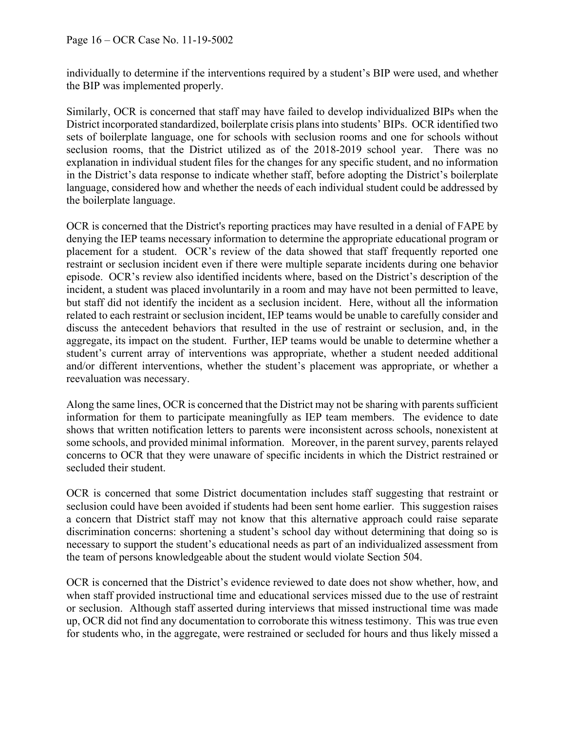individually to determine if the interventions required by a student's BIP were used, and whether the BIP was implemented properly.

Similarly, OCR is concerned that staff may have failed to develop individualized BIPs when the District incorporated standardized, boilerplate crisis plans into students' BIPs. OCR identified two sets of boilerplate language, one for schools with seclusion rooms and one for schools without seclusion rooms, that the District utilized as of the 2018-2019 school year. There was no explanation in individual student files for the changes for any specific student, and no information in the District's data response to indicate whether staff, before adopting the District's boilerplate language, considered how and whether the needs of each individual student could be addressed by the boilerplate language.

OCR is concerned that the District's reporting practices may have resulted in a denial of FAPE by denying the IEP teams necessary information to determine the appropriate educational program or placement for a student. OCR's review of the data showed that staff frequently reported one restraint or seclusion incident even if there were multiple separate incidents during one behavior episode. OCR's review also identified incidents where, based on the District's description of the incident, a student was placed involuntarily in a room and may have not been permitted to leave, but staff did not identify the incident as a seclusion incident. Here, without all the information related to each restraint or seclusion incident, IEP teams would be unable to carefully consider and discuss the antecedent behaviors that resulted in the use of restraint or seclusion, and, in the aggregate, its impact on the student. Further, IEP teams would be unable to determine whether a student's current array of interventions was appropriate, whether a student needed additional and/or different interventions, whether the student's placement was appropriate, or whether a reevaluation was necessary.

Along the same lines, OCR is concerned that the District may not be sharing with parents sufficient information for them to participate meaningfully as IEP team members. The evidence to date shows that written notification letters to parents were inconsistent across schools, nonexistent at some schools, and provided minimal information. Moreover, in the parent survey, parents relayed concerns to OCR that they were unaware of specific incidents in which the District restrained or secluded their student.

OCR is concerned that some District documentation includes staff suggesting that restraint or seclusion could have been avoided if students had been sent home earlier. This suggestion raises a concern that District staff may not know that this alternative approach could raise separate discrimination concerns: shortening a student's school day without determining that doing so is necessary to support the student's educational needs as part of an individualized assessment from the team of persons knowledgeable about the student would violate Section 504.

OCR is concerned that the District's evidence reviewed to date does not show whether, how, and when staff provided instructional time and educational services missed due to the use of restraint or seclusion. Although staff asserted during interviews that missed instructional time was made up, OCR did not find any documentation to corroborate this witness testimony. This was true even for students who, in the aggregate, were restrained or secluded for hours and thus likely missed a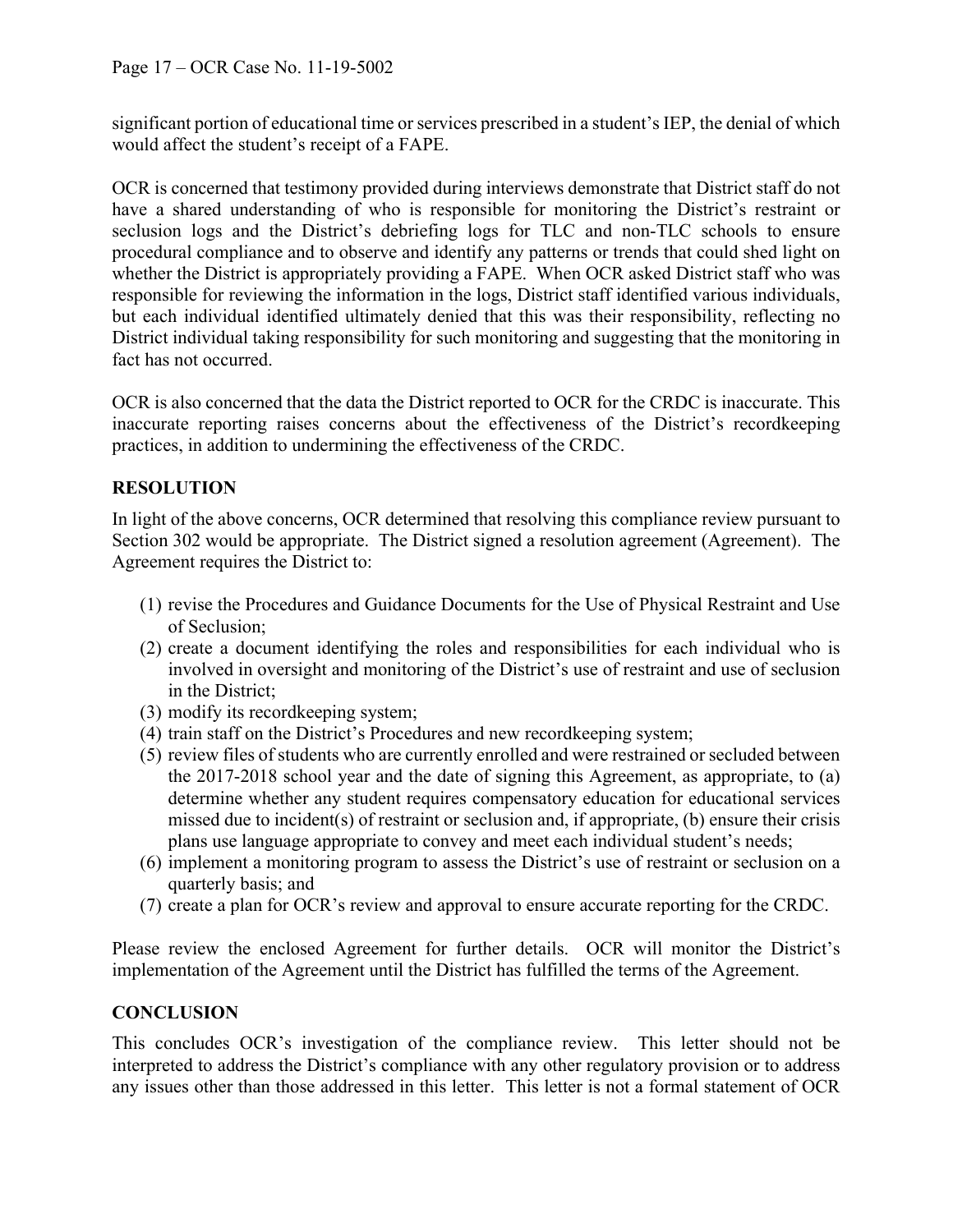significant portion of educational time or services prescribed in a student's IEP, the denial of which would affect the student's receipt of a FAPE.

OCR is concerned that testimony provided during interviews demonstrate that District staff do not have a shared understanding of who is responsible for monitoring the District's restraint or seclusion logs and the District's debriefing logs for TLC and non-TLC schools to ensure procedural compliance and to observe and identify any patterns or trends that could shed light on whether the District is appropriately providing a FAPE. When OCR asked District staff who was responsible for reviewing the information in the logs, District staff identified various individuals, but each individual identified ultimately denied that this was their responsibility, reflecting no District individual taking responsibility for such monitoring and suggesting that the monitoring in fact has not occurred.

OCR is also concerned that the data the District reported to OCR for the CRDC is inaccurate. This inaccurate reporting raises concerns about the effectiveness of the District's recordkeeping practices, in addition to undermining the effectiveness of the CRDC.

## RESOLUTION

In light of the above concerns, OCR determined that resolving this compliance review pursuant to Section 302 would be appropriate. The District signed a resolution agreement (Agreement). The Agreement requires the District to:

(1) revise the Procedures and Guidance Documents for the Use of Physical Restraint and Use of Seclusion;
(2) create a document identifying the roles and responsibilities for each individual who is involved in oversight and monitoring of the District's use of restraint and use of seclusion in the District;
(3) modify its recordkeeping system;
(4) train staff on the District's Procedures and new recordkeeping system;
(5) review files of students who are currently enrolled and were restrained or secluded between the 2017-2018 school year and the date of signing this Agreement, as appropriate, to (a) determine whether any student requires compensatory education for educational services missed due to incident(s) of restraint or seclusion and, if appropriate, (b) ensure their crisis plans use language appropriate to convey and meet each individual student's needs;
(6) implement a monitoring program to assess the District's use of restraint or seclusion on a quarterly basis; and
(7) create a plan for OCR's review and approval to ensure accurate reporting for the CRDC.

Please review the enclosed Agreement for further details. OCR will monitor the District's implementation of the Agreement until the District has fulfilled the terms of the Agreement.

## CONCLUSION

This concludes OCR's investigation of the compliance review. This letter should not be interpreted to address the District's compliance with any other regulatory provision or to address any issues other than those addressed in this letter. This letter is not a formal statement of OCR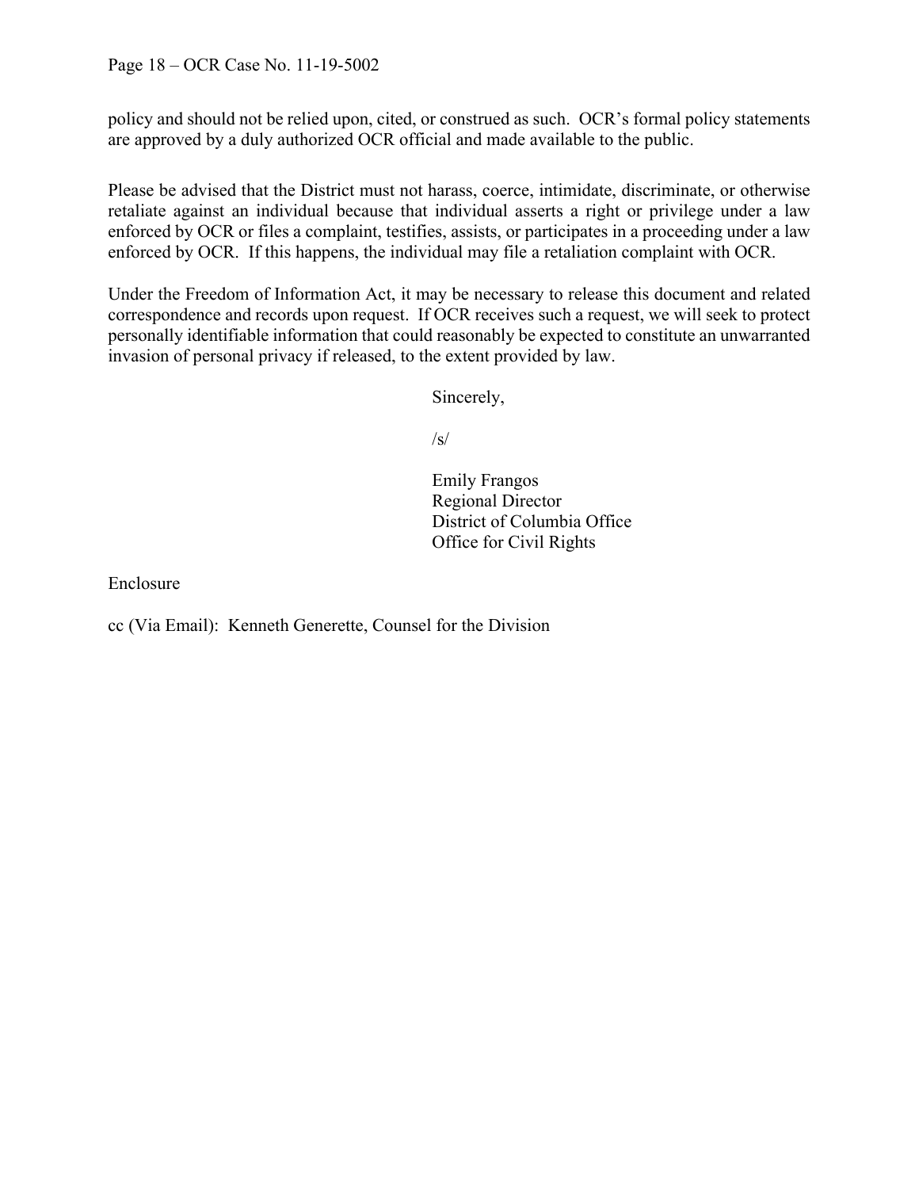policy and should not be relied upon, cited, or construed as such. OCR's formal policy statements are approved by a duly authorized OCR official and made available to the public.

Please be advised that the District must not harass, coerce, intimidate, discriminate, or otherwise retaliate against an individual because that individual asserts a right or privilege under a law enforced by OCR or files a complaint, testifies, assists, or participates in a proceeding under a law enforced by OCR. If this happens, the individual may file a retaliation complaint with OCR.

Under the Freedom of Information Act, it may be necessary to release this document and related correspondence and records upon request. If OCR receives such a request, we will seek to protect personally identifiable information that could reasonably be expected to constitute an unwarranted invasion of personal privacy if released, to the extent provided by law.

Sincerely,

/s/

Emily Frangos
Regional Director
District of Columbia Office
Office for Civil Rights

Enclosure

cc (Via Email): Kenneth Generette, Counsel for the Division